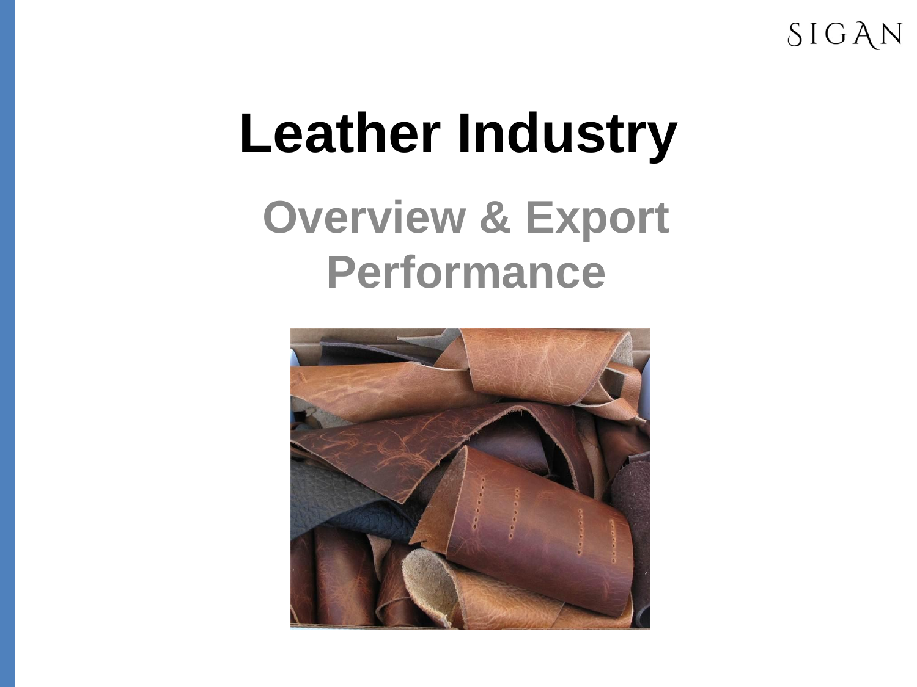# Leather Industry

## Overview & Export Performance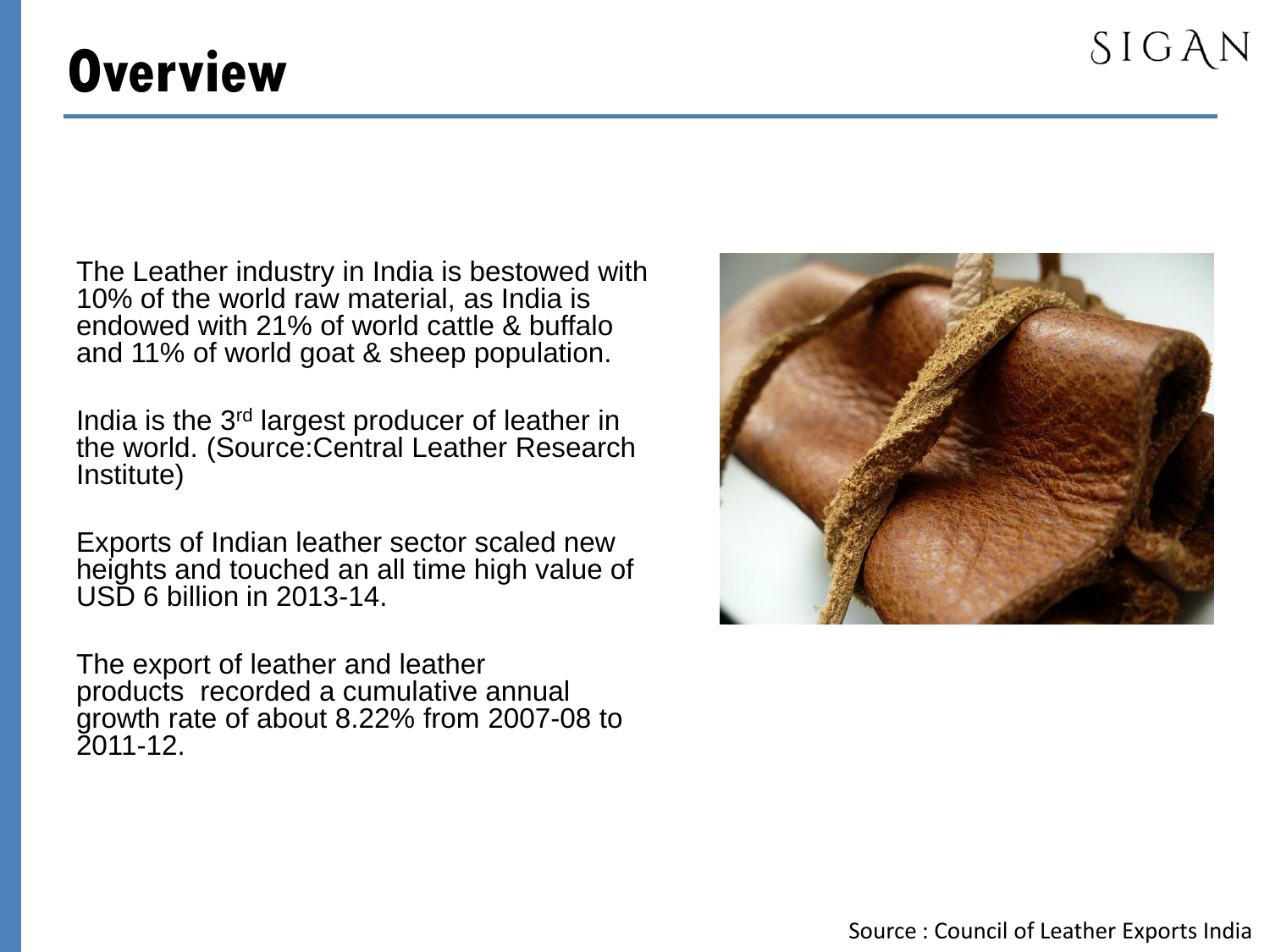# Overview

SIGAN

The Leather industry in India is bestowed with 10% of the world raw material, as India is endowed with 21% of world cattle & buffalo and 11% of world goat & sheep population.

India is the 3rd largest producer of leather in the world. (Source:Central Leather Research Institute)

Exports of Indian leather sector scaled new heights and touched an all time high value of USD 6 billion in 2013-14.

The export of leather and leather products recorded a cumulative annual growth rate of about 8.22% from 2007-08 to 2011-12.

Source : Council of Leather Exports India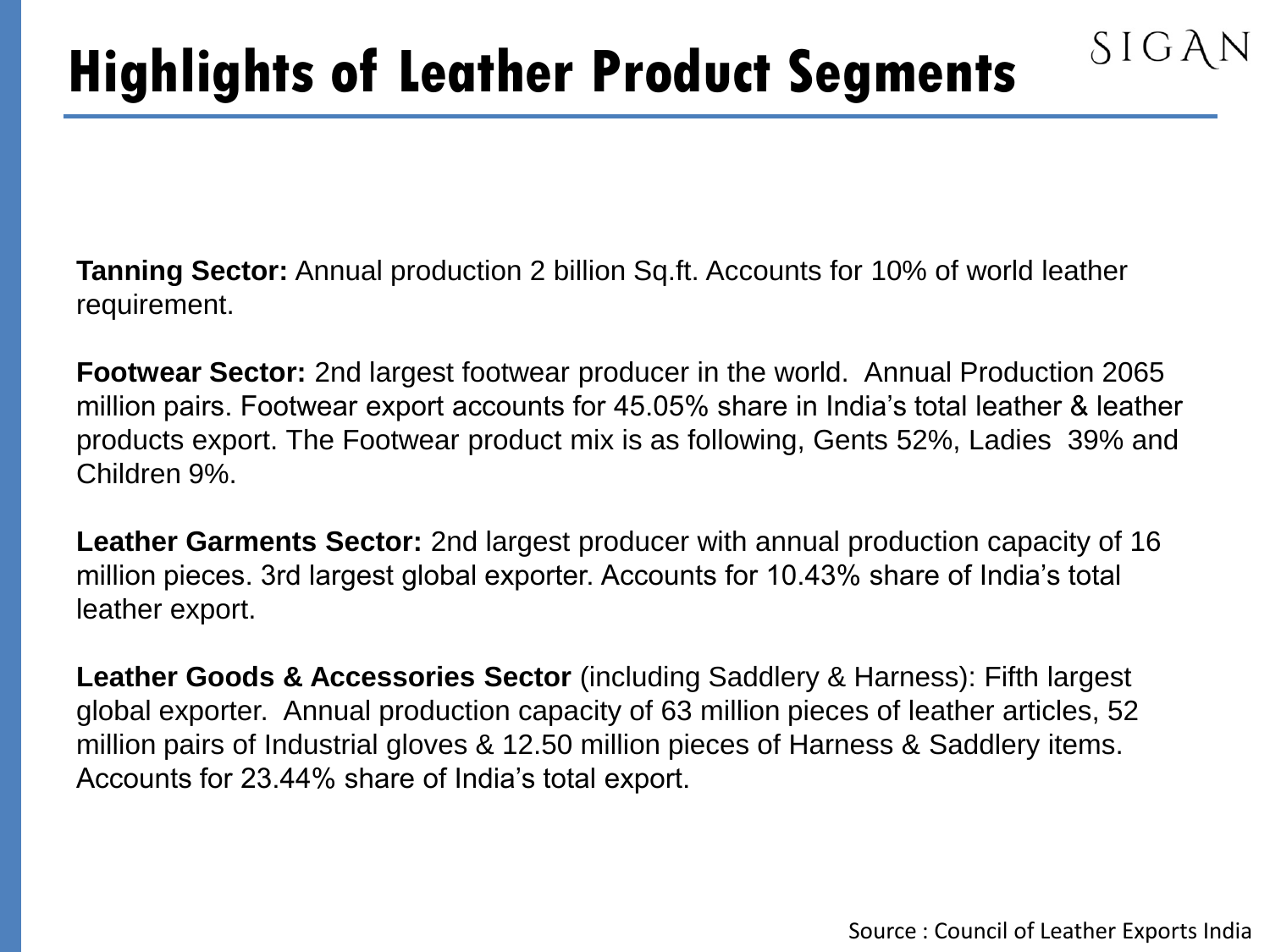# Highlights of Leather Product Segments

**Tanning Sector:** Annual production 2 billion Sq.ft. Accounts for 10% of world leather requirement.

**Footwear Sector:** 2nd largest footwear producer in the world. Annual Production 2065 million pairs. Footwear export accounts for 45.05% share in India's total leather & leather products export. The Footwear product mix is as following, Gents 52%, Ladies 39% and Children 9%.

**Leather Garments Sector:** 2nd largest producer with annual production capacity of 16 million pieces. 3rd largest global exporter. Accounts for 10.43% share of India's total leather export.

**Leather Goods & Accessories Sector** (including Saddlery & Harness): Fifth largest global exporter. Annual production capacity of 63 million pieces of leather articles, 52 million pairs of Industrial gloves & 12.50 million pieces of Harness & Saddlery items. Accounts for 23.44% share of India's total export.

Source : Council of Leather Exports India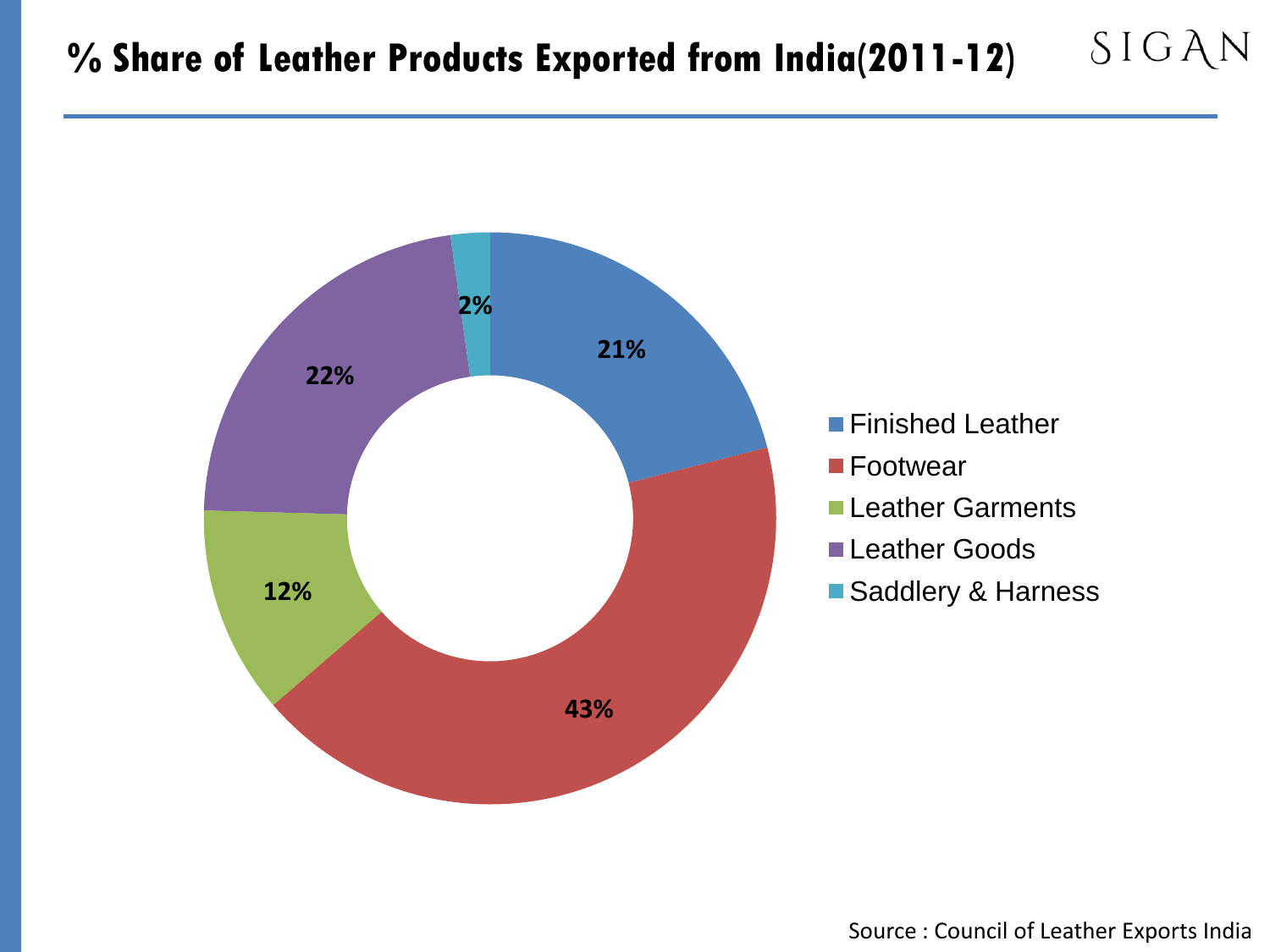# % Share of Leather Products Exported from India(2011-12)

SIGAN

2%
21%
22%
12%
43%

Finished Leather
Footwear
Leather Garments
Leather Goods
Saddlery & Harness

Source : Council of Leather Exports India